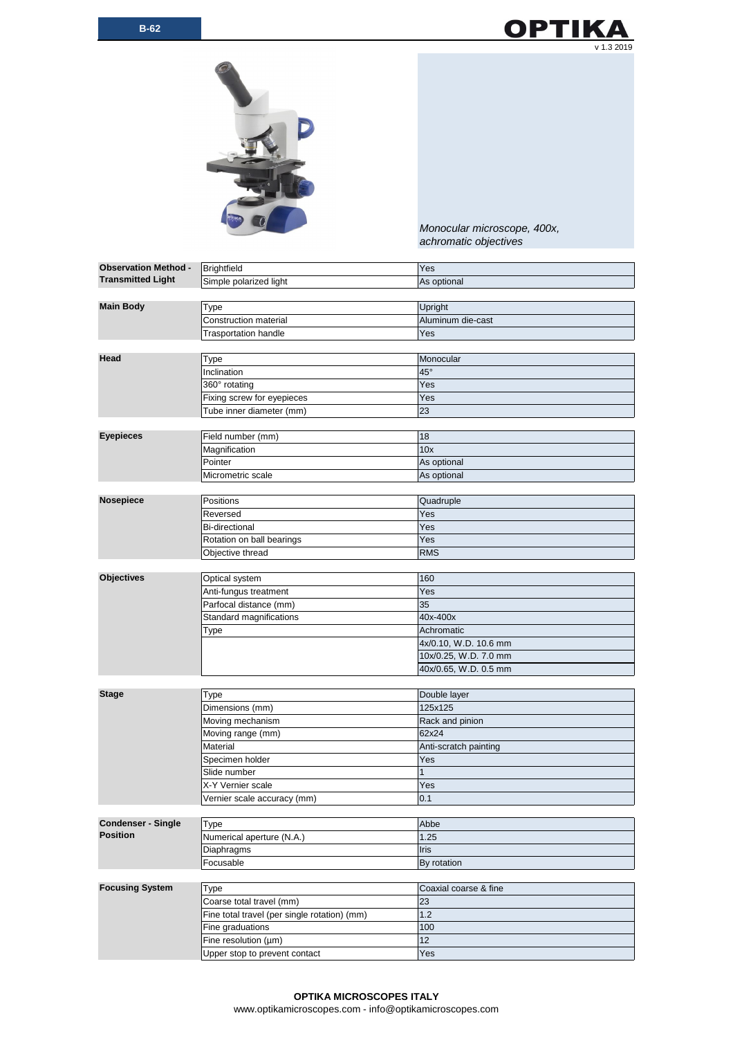# B-62

*Monocular microscope, 400x, achromatic objectives*

| | | |
|---|---|---|
| **Observation Method - Transmitted Light** | Brightfield | Yes |
| | Simple polarized light | As optional |
| **Main Body** | Type | Upright |
| | Construction material | Aluminum die-cast |
| | Trasportation handle | Yes |
| **Head** | Type | Monocular |
| | Inclination | 45° |
| | 360° rotating | Yes |
| | Fixing screw for eyepieces | Yes |
| | Tube inner diameter (mm) | 23 |
| **Eyepieces** | Field number (mm) | 18 |
| | Magnification | 10x |
| | Pointer | As optional |
| | Micrometric scale | As optional |
| **Nosepiece** | Positions | Quadruple |
| | Reversed | Yes |
| | Bi-directional | Yes |
| | Rotation on ball bearings | Yes |
| | Objective thread | RMS |
| **Objectives** | Optical system | 160 |
| | Anti-fungus treatment | Yes |
| | Parfocal distance (mm) | 35 |
| | Standard magnifications | 40x-400x |
| | Type | Achromatic |
| | | 4x/0.10, W.D. 10.6 mm |
| | | 10x/0.25, W.D. 7.0 mm |
| | | 40x/0.65, W.D. 0.5 mm |
| **Stage** | Type | Double layer |
| | Dimensions (mm) | 125x125 |
| | Moving mechanism | Rack and pinion |
| | Moving range (mm) | 62x24 |
| | Material | Anti-scratch painting |
| | Specimen holder | Yes |
| | Slide number | 1 |
| | X-Y Vernier scale | Yes |
| | Vernier scale accuracy (mm) | 0.1 |
| **Condenser - Single Position** | Type | Abbe |
| | Numerical aperture (N.A.) | 1.25 |
| | Diaphragms | Iris |
| | Focusable | By rotation |
| **Focusing System** | Type | Coaxial coarse & fine |
| | Coarse total travel (mm) | 23 |
| | Fine total travel (per single rotation) (mm) | 1.2 |
| | Fine graduations | 100 |
| | Fine resolution (µm) | 12 |
| | Upper stop to prevent contact | Yes |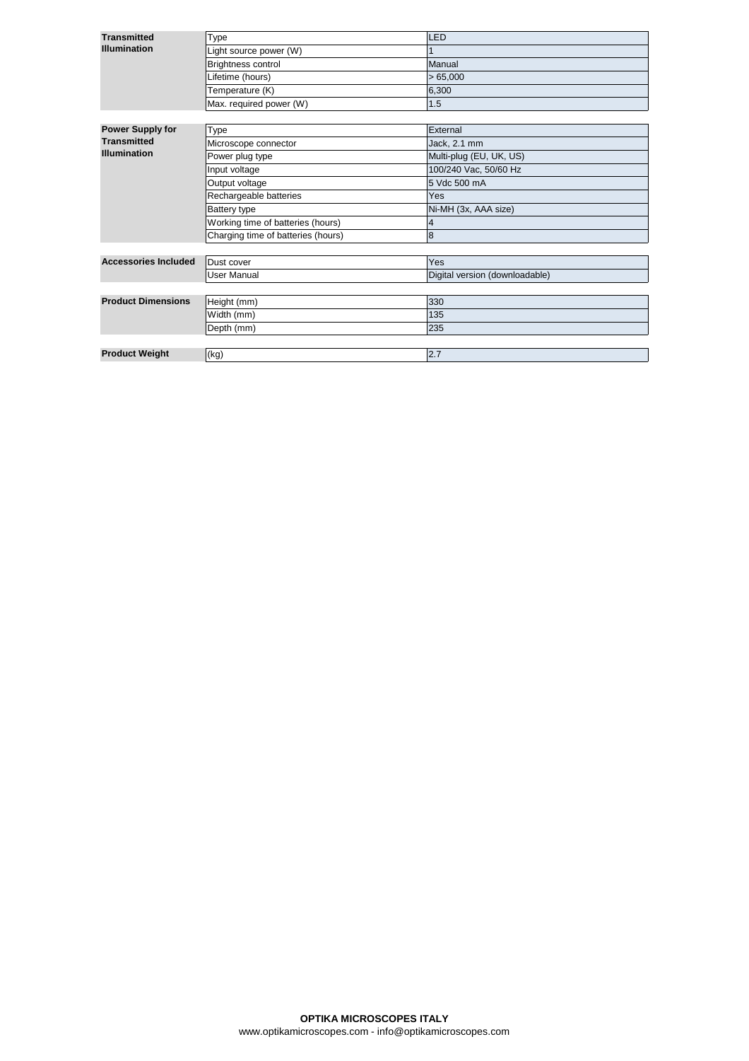| | | |
|---|---|---|
| **Transmitted Illumination** | Type | LED |
| | Light source power (W) | 1 |
| | Brightness control | Manual |
| | Lifetime (hours) | > 65,000 |
| | Temperature (K) | 6,300 |
| | Max. required power (W) | 1.5 |

| | | |
|---|---|---|
| **Power Supply for Transmitted Illumination** | Type | External |
| | Microscope connector | Jack, 2.1 mm |
| | Power plug type | Multi-plug (EU, UK, US) |
| | Input voltage | 100/240 Vac, 50/60 Hz |
| | Output voltage | 5 Vdc 500 mA |
| | Rechargeable batteries | Yes |
| | Battery type | Ni-MH (3x, AAA size) |
| | Working time of batteries (hours) | 4 |
| | Charging time of batteries (hours) | 8 |

| | | |
|---|---|---|
| **Accessories Included** | Dust cover | Yes |
| | User Manual | Digital version (downloadable) |

| | | |
|---|---|---|
| **Product Dimensions** | Height (mm) | 330 |
| | Width (mm) | 135 |
| | Depth (mm) | 235 |

| | | |
|---|---|---|
| **Product Weight** | (kg) | 2.7 |

**OPTIKA MICROSCOPES ITALY**
www.optikamicroscopes.com - info@optikamicroscopes.com